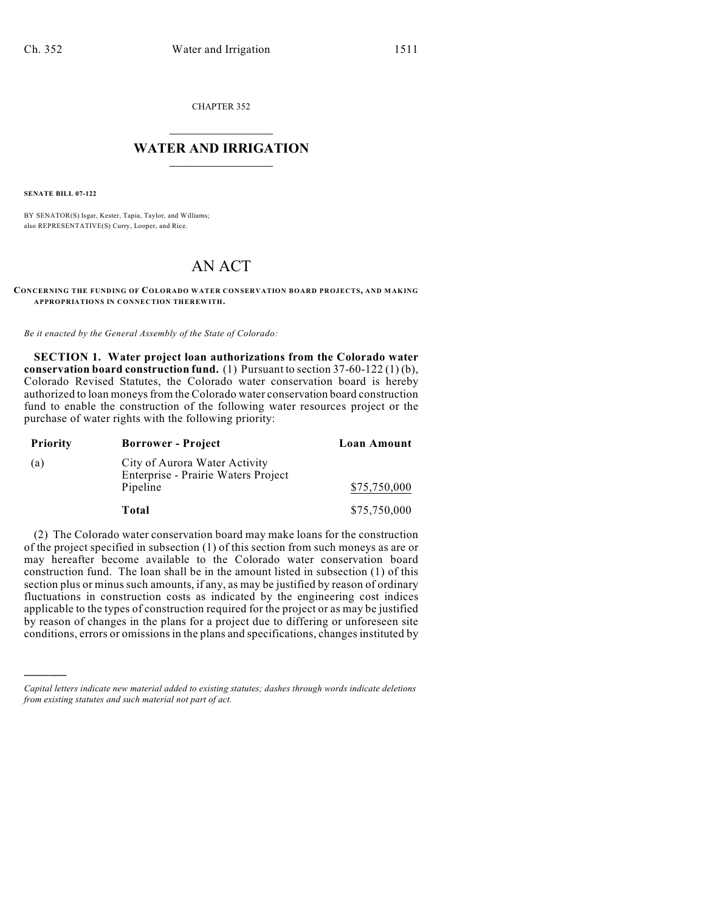CHAPTER 352

# WATER AND IRRIGATION

**SENATE BILL 07-122**

BY SENATOR(S) Isgar, Kester, Tapia, Taylor, and Williams;
also REPRESENTATIVE(S) Curry, Looper, and Rice.

# AN ACT

**CONCERNING THE FUNDING OF COLORADO WATER CONSERVATION BOARD PROJECTS, AND MAKING APPROPRIATIONS IN CONNECTION THEREWITH.**

*Be it enacted by the General Assembly of the State of Colorado:*

**SECTION 1. Water project loan authorizations from the Colorado water conservation board construction fund.** (1) Pursuant to section 37-60-122 (1) (b), Colorado Revised Statutes, the Colorado water conservation board is hereby authorized to loan moneys from the Colorado water conservation board construction fund to enable the construction of the following water resources project or the purchase of water rights with the following priority:

| Priority | Borrower - Project | Loan Amount |
|---|---|---|
| (a) | City of Aurora Water Activity Enterprise - Prairie Waters Project Pipeline | $75,750,000 |
| | **Total** | $75,750,000 |

(2) The Colorado water conservation board may make loans for the construction of the project specified in subsection (1) of this section from such moneys as are or may hereafter become available to the Colorado water conservation board construction fund. The loan shall be in the amount listed in subsection (1) of this section plus or minus such amounts, if any, as may be justified by reason of ordinary fluctuations in construction costs as indicated by the engineering cost indices applicable to the types of construction required for the project or as may be justified by reason of changes in the plans for a project due to differing or unforeseen site conditions, errors or omissions in the plans and specifications, changes instituted by

*Capital letters indicate new material added to existing statutes; dashes through words indicate deletions from existing statutes and such material not part of act.*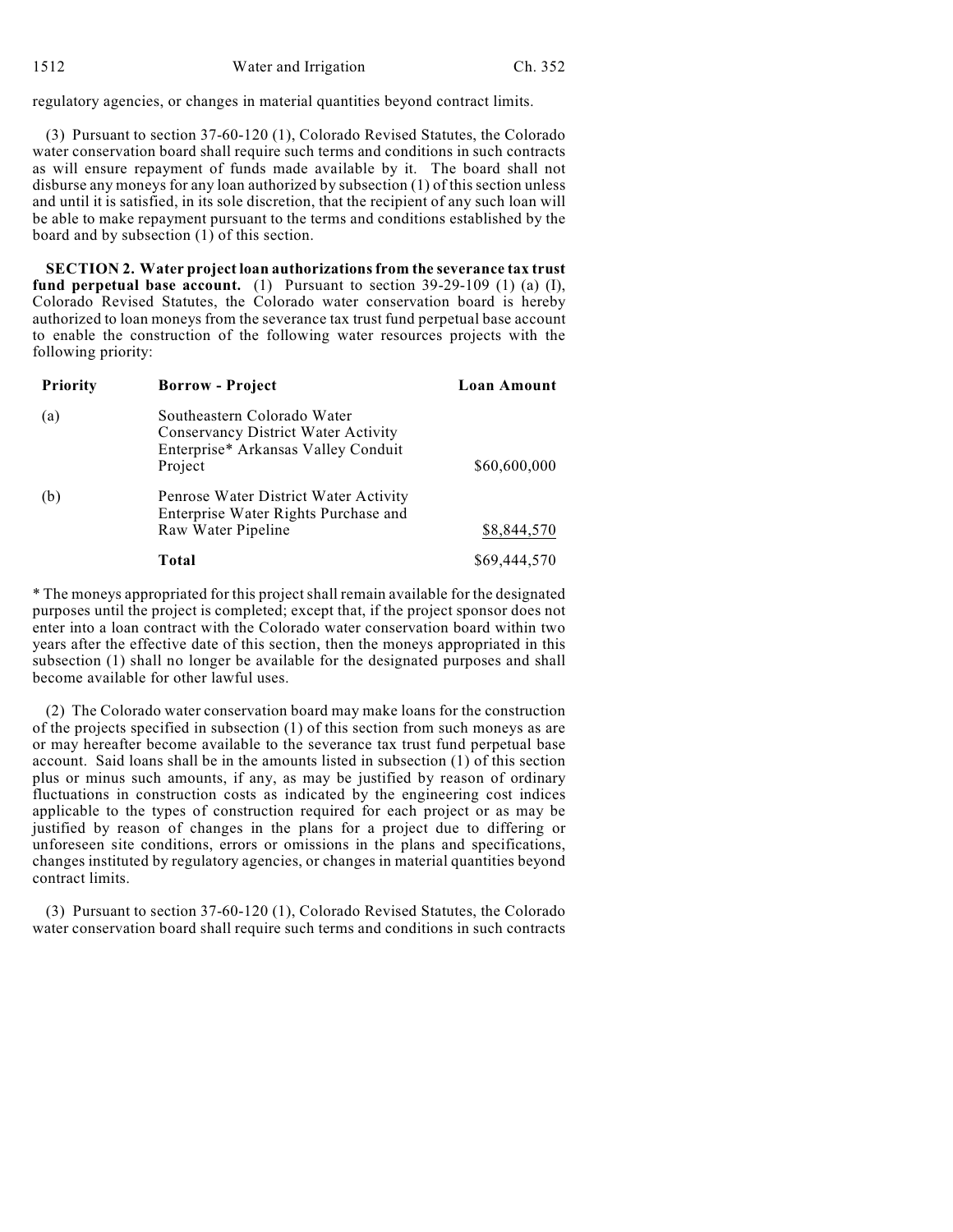regulatory agencies, or changes in material quantities beyond contract limits.

(3) Pursuant to section 37-60-120 (1), Colorado Revised Statutes, the Colorado water conservation board shall require such terms and conditions in such contracts as will ensure repayment of funds made available by it. The board shall not disburse any moneys for any loan authorized by subsection (1) of this section unless and until it is satisfied, in its sole discretion, that the recipient of any such loan will be able to make repayment pursuant to the terms and conditions established by the board and by subsection (1) of this section.

**SECTION 2. Water project loan authorizations from the severance tax trust fund perpetual base account.** (1) Pursuant to section 39-29-109 (1) (a) (I), Colorado Revised Statutes, the Colorado water conservation board is hereby authorized to loan moneys from the severance tax trust fund perpetual base account to enable the construction of the following water resources projects with the following priority:

| Priority | Borrow - Project | Loan Amount |
|---|---|---|
| (a) | Southeastern Colorado Water Conservancy District Water Activity Enterprise* Arkansas Valley Conduit Project | $60,600,000 |
| (b) | Penrose Water District Water Activity Enterprise Water Rights Purchase and Raw Water Pipeline | $8,844,570 |
| | **Total** | $69,444,570 |

* The moneys appropriated for this project shall remain available for the designated purposes until the project is completed; except that, if the project sponsor does not enter into a loan contract with the Colorado water conservation board within two years after the effective date of this section, then the moneys appropriated in this subsection (1) shall no longer be available for the designated purposes and shall become available for other lawful uses.

(2) The Colorado water conservation board may make loans for the construction of the projects specified in subsection (1) of this section from such moneys as are or may hereafter become available to the severance tax trust fund perpetual base account. Said loans shall be in the amounts listed in subsection (1) of this section plus or minus such amounts, if any, as may be justified by reason of ordinary fluctuations in construction costs as indicated by the engineering cost indices applicable to the types of construction required for each project or as may be justified by reason of changes in the plans for a project due to differing or unforeseen site conditions, errors or omissions in the plans and specifications, changes instituted by regulatory agencies, or changes in material quantities beyond contract limits.

(3) Pursuant to section 37-60-120 (1), Colorado Revised Statutes, the Colorado water conservation board shall require such terms and conditions in such contracts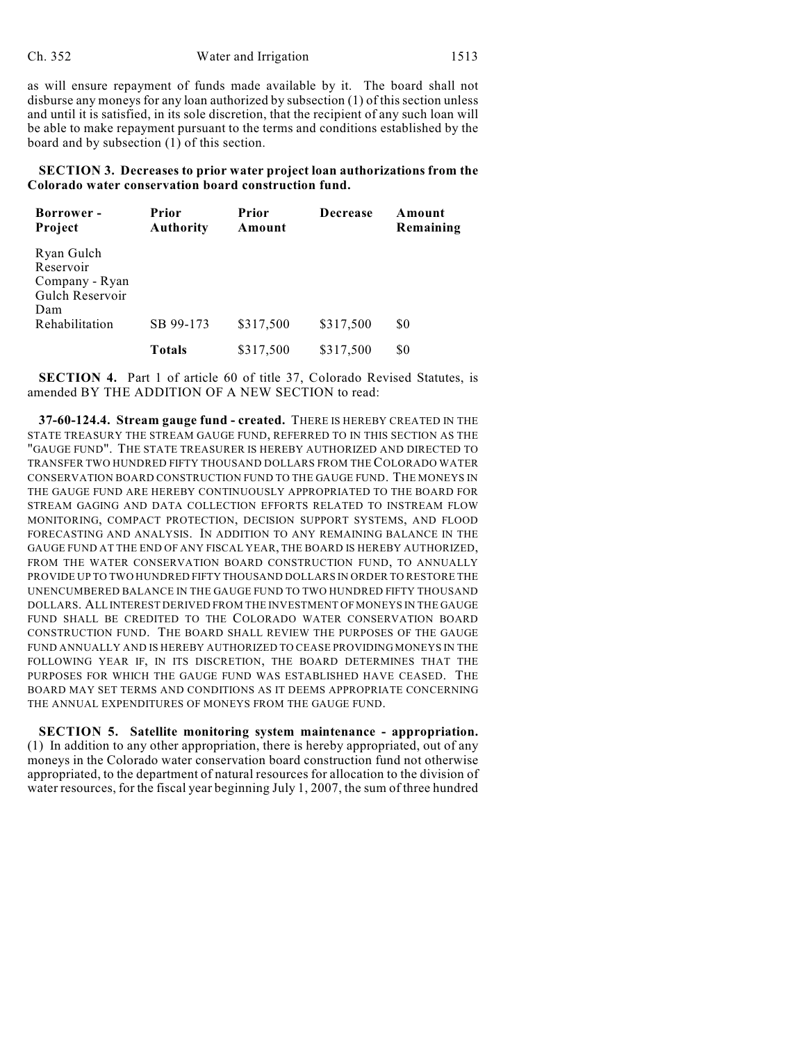as will ensure repayment of funds made available by it. The board shall not disburse any moneys for any loan authorized by subsection (1) of this section unless and until it is satisfied, in its sole discretion, that the recipient of any such loan will be able to make repayment pursuant to the terms and conditions established by the board and by subsection (1) of this section.

**SECTION 3. Decreases to prior water project loan authorizations from the Colorado water conservation board construction fund.**

| Borrower - Project | Prior Authority | Prior Amount | Decrease | Amount Remaining |
|---|---|---|---|---|
| Ryan Gulch Reservoir Company - Ryan Gulch Reservoir Dam Rehabilitation | SB 99-173 | $317,500 | $317,500 | $0 |
| | **Totals** | $317,500 | $317,500 | $0 |

**SECTION 4.** Part 1 of article 60 of title 37, Colorado Revised Statutes, is amended BY THE ADDITION OF A NEW SECTION to read:

**37-60-124.4. Stream gauge fund - created.** THERE IS HEREBY CREATED IN THE STATE TREASURY THE STREAM GAUGE FUND, REFERRED TO IN THIS SECTION AS THE "GAUGE FUND". THE STATE TREASURER IS HEREBY AUTHORIZED AND DIRECTED TO TRANSFER TWO HUNDRED FIFTY THOUSAND DOLLARS FROM THE COLORADO WATER CONSERVATION BOARD CONSTRUCTION FUND TO THE GAUGE FUND. THE MONEYS IN THE GAUGE FUND ARE HEREBY CONTINUOUSLY APPROPRIATED TO THE BOARD FOR STREAM GAGING AND DATA COLLECTION EFFORTS RELATED TO INSTREAM FLOW MONITORING, COMPACT PROTECTION, DECISION SUPPORT SYSTEMS, AND FLOOD FORECASTING AND ANALYSIS. IN ADDITION TO ANY REMAINING BALANCE IN THE GAUGE FUND AT THE END OF ANY FISCAL YEAR, THE BOARD IS HEREBY AUTHORIZED, FROM THE WATER CONSERVATION BOARD CONSTRUCTION FUND, TO ANNUALLY PROVIDE UP TO TWO HUNDRED FIFTY THOUSAND DOLLARS IN ORDER TO RESTORE THE UNENCUMBERED BALANCE IN THE GAUGE FUND TO TWO HUNDRED FIFTY THOUSAND DOLLARS. ALL INTEREST DERIVED FROM THE INVESTMENT OF MONEYS IN THE GAUGE FUND SHALL BE CREDITED TO THE COLORADO WATER CONSERVATION BOARD CONSTRUCTION FUND. THE BOARD SHALL REVIEW THE PURPOSES OF THE GAUGE FUND ANNUALLY AND IS HEREBY AUTHORIZED TO CEASE PROVIDING MONEYS IN THE FOLLOWING YEAR IF, IN ITS DISCRETION, THE BOARD DETERMINES THAT THE PURPOSES FOR WHICH THE GAUGE FUND WAS ESTABLISHED HAVE CEASED. THE BOARD MAY SET TERMS AND CONDITIONS AS IT DEEMS APPROPRIATE CONCERNING THE ANNUAL EXPENDITURES OF MONEYS FROM THE GAUGE FUND.

**SECTION 5. Satellite monitoring system maintenance - appropriation.** (1) In addition to any other appropriation, there is hereby appropriated, out of any moneys in the Colorado water conservation board construction fund not otherwise appropriated, to the department of natural resources for allocation to the division of water resources, for the fiscal year beginning July 1, 2007, the sum of three hundred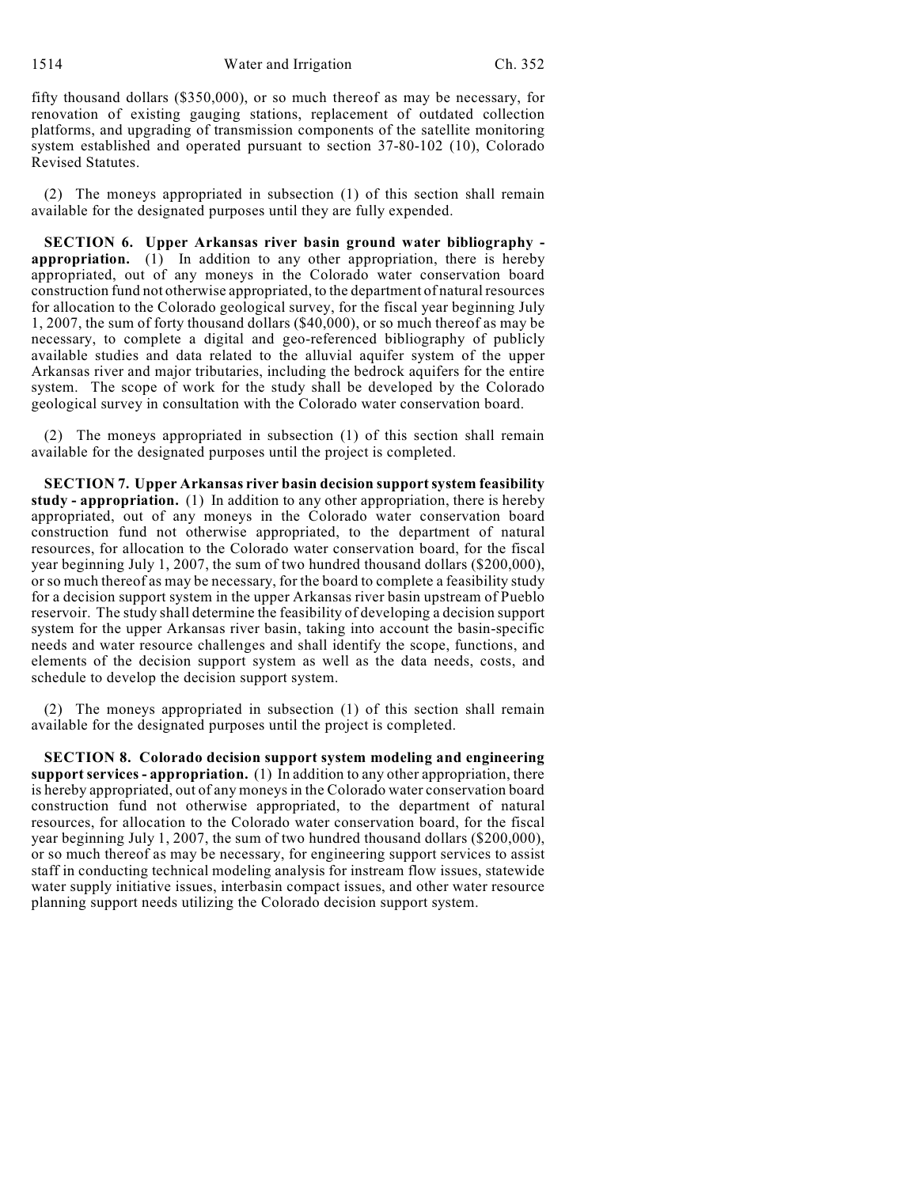fifty thousand dollars ($350,000), or so much thereof as may be necessary, for renovation of existing gauging stations, replacement of outdated collection platforms, and upgrading of transmission components of the satellite monitoring system established and operated pursuant to section 37-80-102 (10), Colorado Revised Statutes.

(2) The moneys appropriated in subsection (1) of this section shall remain available for the designated purposes until they are fully expended.

**SECTION 6. Upper Arkansas river basin ground water bibliography - appropriation.** (1) In addition to any other appropriation, there is hereby appropriated, out of any moneys in the Colorado water conservation board construction fund not otherwise appropriated, to the department of natural resources for allocation to the Colorado geological survey, for the fiscal year beginning July 1, 2007, the sum of forty thousand dollars ($40,000), or so much thereof as may be necessary, to complete a digital and geo-referenced bibliography of publicly available studies and data related to the alluvial aquifer system of the upper Arkansas river and major tributaries, including the bedrock aquifers for the entire system. The scope of work for the study shall be developed by the Colorado geological survey in consultation with the Colorado water conservation board.

(2) The moneys appropriated in subsection (1) of this section shall remain available for the designated purposes until the project is completed.

**SECTION 7. Upper Arkansas river basin decision support system feasibility study - appropriation.** (1) In addition to any other appropriation, there is hereby appropriated, out of any moneys in the Colorado water conservation board construction fund not otherwise appropriated, to the department of natural resources, for allocation to the Colorado water conservation board, for the fiscal year beginning July 1, 2007, the sum of two hundred thousand dollars ($200,000), or so much thereof as may be necessary, for the board to complete a feasibility study for a decision support system in the upper Arkansas river basin upstream of Pueblo reservoir. The study shall determine the feasibility of developing a decision support system for the upper Arkansas river basin, taking into account the basin-specific needs and water resource challenges and shall identify the scope, functions, and elements of the decision support system as well as the data needs, costs, and schedule to develop the decision support system.

(2) The moneys appropriated in subsection (1) of this section shall remain available for the designated purposes until the project is completed.

**SECTION 8. Colorado decision support system modeling and engineering support services - appropriation.** (1) In addition to any other appropriation, there is hereby appropriated, out of any moneys in the Colorado water conservation board construction fund not otherwise appropriated, to the department of natural resources, for allocation to the Colorado water conservation board, for the fiscal year beginning July 1, 2007, the sum of two hundred thousand dollars ($200,000), or so much thereof as may be necessary, for engineering support services to assist staff in conducting technical modeling analysis for instream flow issues, statewide water supply initiative issues, interbasin compact issues, and other water resource planning support needs utilizing the Colorado decision support system.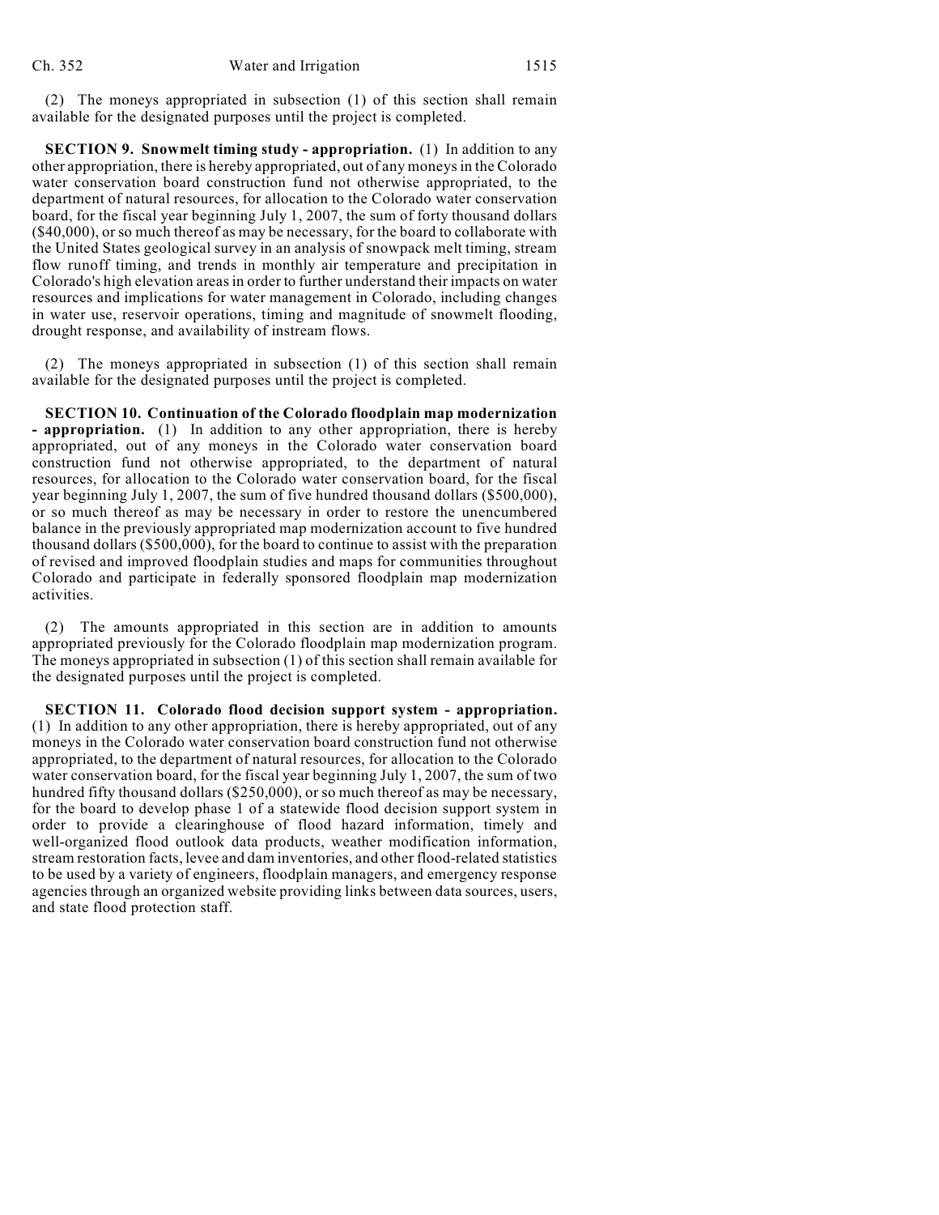(2) The moneys appropriated in subsection (1) of this section shall remain available for the designated purposes until the project is completed.

**SECTION 9. Snowmelt timing study - appropriation.** (1) In addition to any other appropriation, there is hereby appropriated, out of any moneys in the Colorado water conservation board construction fund not otherwise appropriated, to the department of natural resources, for allocation to the Colorado water conservation board, for the fiscal year beginning July 1, 2007, the sum of forty thousand dollars ($40,000), or so much thereof as may be necessary, for the board to collaborate with the United States geological survey in an analysis of snowpack melt timing, stream flow runoff timing, and trends in monthly air temperature and precipitation in Colorado's high elevation areas in order to further understand their impacts on water resources and implications for water management in Colorado, including changes in water use, reservoir operations, timing and magnitude of snowmelt flooding, drought response, and availability of instream flows.

(2) The moneys appropriated in subsection (1) of this section shall remain available for the designated purposes until the project is completed.

**SECTION 10. Continuation of the Colorado floodplain map modernization - appropriation.** (1) In addition to any other appropriation, there is hereby appropriated, out of any moneys in the Colorado water conservation board construction fund not otherwise appropriated, to the department of natural resources, for allocation to the Colorado water conservation board, for the fiscal year beginning July 1, 2007, the sum of five hundred thousand dollars ($500,000), or so much thereof as may be necessary in order to restore the unencumbered balance in the previously appropriated map modernization account to five hundred thousand dollars ($500,000), for the board to continue to assist with the preparation of revised and improved floodplain studies and maps for communities throughout Colorado and participate in federally sponsored floodplain map modernization activities.

(2) The amounts appropriated in this section are in addition to amounts appropriated previously for the Colorado floodplain map modernization program. The moneys appropriated in subsection (1) of this section shall remain available for the designated purposes until the project is completed.

**SECTION 11. Colorado flood decision support system - appropriation.** (1) In addition to any other appropriation, there is hereby appropriated, out of any moneys in the Colorado water conservation board construction fund not otherwise appropriated, to the department of natural resources, for allocation to the Colorado water conservation board, for the fiscal year beginning July 1, 2007, the sum of two hundred fifty thousand dollars ($250,000), or so much thereof as may be necessary, for the board to develop phase 1 of a statewide flood decision support system in order to provide a clearinghouse of flood hazard information, timely and well-organized flood outlook data products, weather modification information, stream restoration facts, levee and dam inventories, and other flood-related statistics to be used by a variety of engineers, floodplain managers, and emergency response agencies through an organized website providing links between data sources, users, and state flood protection staff.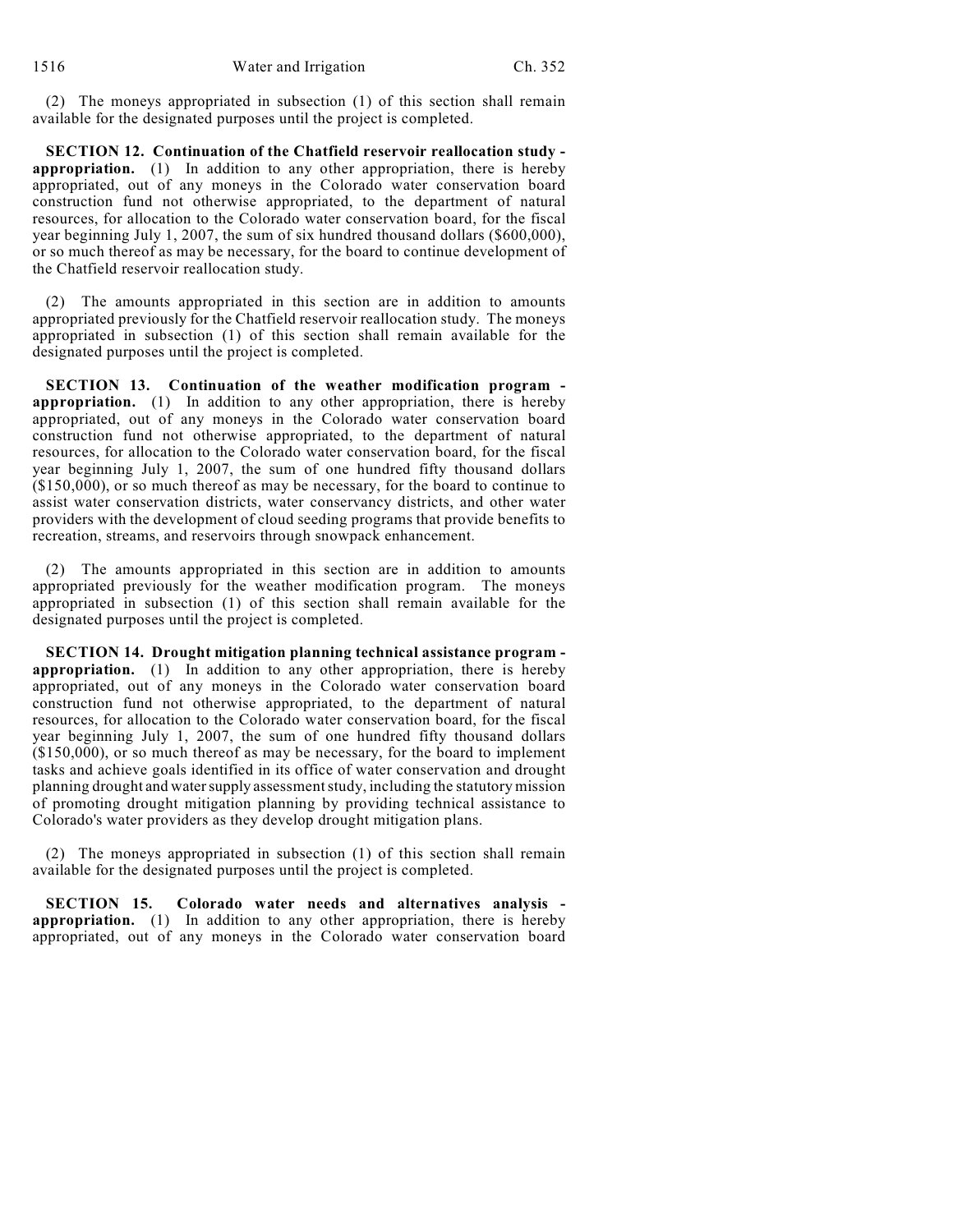(2) The moneys appropriated in subsection (1) of this section shall remain available for the designated purposes until the project is completed.

**SECTION 12. Continuation of the Chatfield reservoir reallocation study - appropriation.** (1) In addition to any other appropriation, there is hereby appropriated, out of any moneys in the Colorado water conservation board construction fund not otherwise appropriated, to the department of natural resources, for allocation to the Colorado water conservation board, for the fiscal year beginning July 1, 2007, the sum of six hundred thousand dollars ($600,000), or so much thereof as may be necessary, for the board to continue development of the Chatfield reservoir reallocation study.

(2) The amounts appropriated in this section are in addition to amounts appropriated previously for the Chatfield reservoir reallocation study. The moneys appropriated in subsection (1) of this section shall remain available for the designated purposes until the project is completed.

**SECTION 13. Continuation of the weather modification program - appropriation.** (1) In addition to any other appropriation, there is hereby appropriated, out of any moneys in the Colorado water conservation board construction fund not otherwise appropriated, to the department of natural resources, for allocation to the Colorado water conservation board, for the fiscal year beginning July 1, 2007, the sum of one hundred fifty thousand dollars ($150,000), or so much thereof as may be necessary, for the board to continue to assist water conservation districts, water conservancy districts, and other water providers with the development of cloud seeding programs that provide benefits to recreation, streams, and reservoirs through snowpack enhancement.

(2) The amounts appropriated in this section are in addition to amounts appropriated previously for the weather modification program. The moneys appropriated in subsection (1) of this section shall remain available for the designated purposes until the project is completed.

**SECTION 14. Drought mitigation planning technical assistance program - appropriation.** (1) In addition to any other appropriation, there is hereby appropriated, out of any moneys in the Colorado water conservation board construction fund not otherwise appropriated, to the department of natural resources, for allocation to the Colorado water conservation board, for the fiscal year beginning July 1, 2007, the sum of one hundred fifty thousand dollars ($150,000), or so much thereof as may be necessary, for the board to implement tasks and achieve goals identified in its office of water conservation and drought planning drought and water supply assessment study, including the statutory mission of promoting drought mitigation planning by providing technical assistance to Colorado's water providers as they develop drought mitigation plans.

(2) The moneys appropriated in subsection (1) of this section shall remain available for the designated purposes until the project is completed.

**SECTION 15. Colorado water needs and alternatives analysis - appropriation.** (1) In addition to any other appropriation, there is hereby appropriated, out of any moneys in the Colorado water conservation board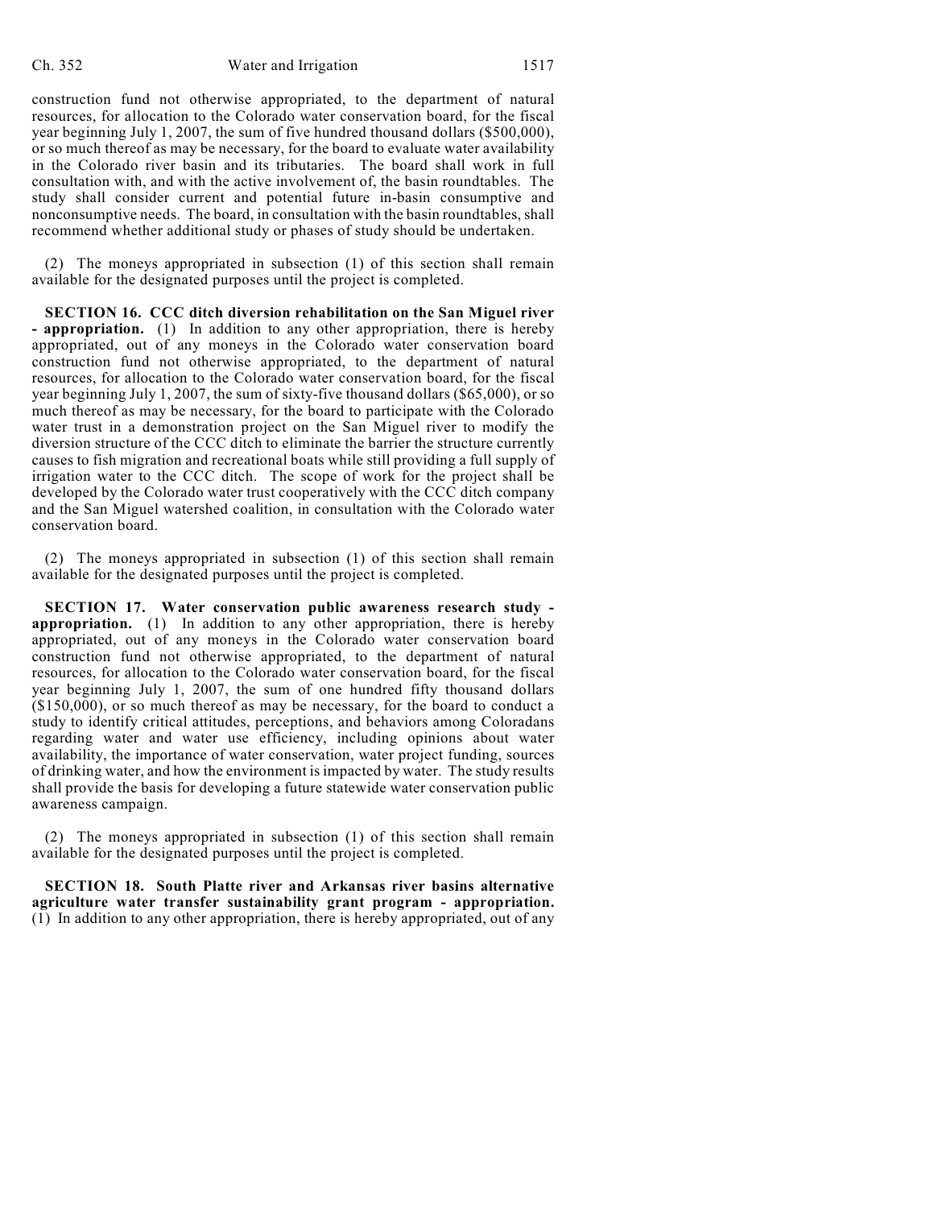construction fund not otherwise appropriated, to the department of natural resources, for allocation to the Colorado water conservation board, for the fiscal year beginning July 1, 2007, the sum of five hundred thousand dollars ($500,000), or so much thereof as may be necessary, for the board to evaluate water availability in the Colorado river basin and its tributaries. The board shall work in full consultation with, and with the active involvement of, the basin roundtables. The study shall consider current and potential future in-basin consumptive and nonconsumptive needs. The board, in consultation with the basin roundtables, shall recommend whether additional study or phases of study should be undertaken.

(2) The moneys appropriated in subsection (1) of this section shall remain available for the designated purposes until the project is completed.

**SECTION 16. CCC ditch diversion rehabilitation on the San Miguel river - appropriation.** (1) In addition to any other appropriation, there is hereby appropriated, out of any moneys in the Colorado water conservation board construction fund not otherwise appropriated, to the department of natural resources, for allocation to the Colorado water conservation board, for the fiscal year beginning July 1, 2007, the sum of sixty-five thousand dollars ($65,000), or so much thereof as may be necessary, for the board to participate with the Colorado water trust in a demonstration project on the San Miguel river to modify the diversion structure of the CCC ditch to eliminate the barrier the structure currently causes to fish migration and recreational boats while still providing a full supply of irrigation water to the CCC ditch. The scope of work for the project shall be developed by the Colorado water trust cooperatively with the CCC ditch company and the San Miguel watershed coalition, in consultation with the Colorado water conservation board.

(2) The moneys appropriated in subsection (1) of this section shall remain available for the designated purposes until the project is completed.

**SECTION 17. Water conservation public awareness research study - appropriation.** (1) In addition to any other appropriation, there is hereby appropriated, out of any moneys in the Colorado water conservation board construction fund not otherwise appropriated, to the department of natural resources, for allocation to the Colorado water conservation board, for the fiscal year beginning July 1, 2007, the sum of one hundred fifty thousand dollars ($150,000), or so much thereof as may be necessary, for the board to conduct a study to identify critical attitudes, perceptions, and behaviors among Coloradans regarding water and water use efficiency, including opinions about water availability, the importance of water conservation, water project funding, sources of drinking water, and how the environment is impacted by water. The study results shall provide the basis for developing a future statewide water conservation public awareness campaign.

(2) The moneys appropriated in subsection (1) of this section shall remain available for the designated purposes until the project is completed.

**SECTION 18. South Platte river and Arkansas river basins alternative agriculture water transfer sustainability grant program - appropriation.** (1) In addition to any other appropriation, there is hereby appropriated, out of any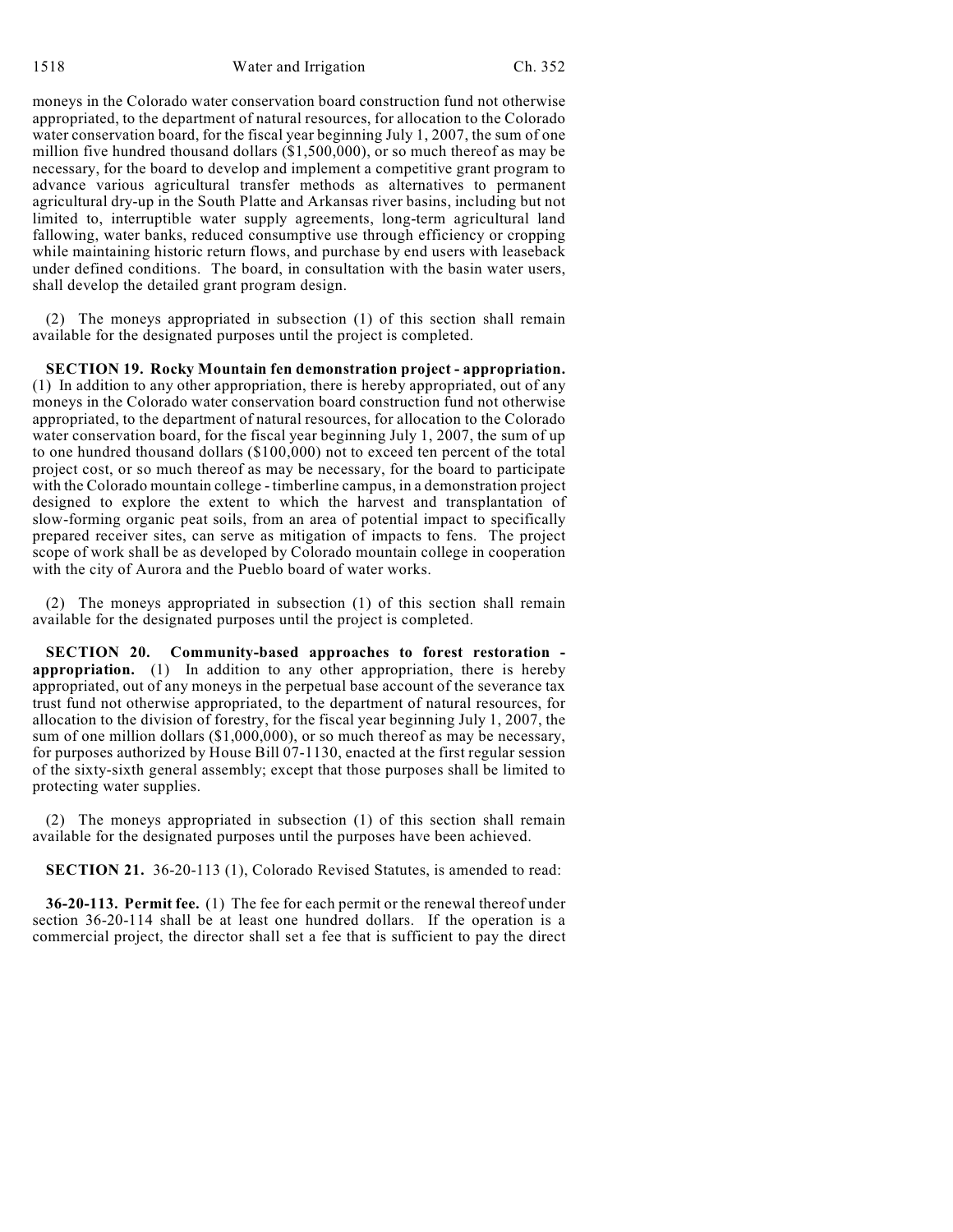moneys in the Colorado water conservation board construction fund not otherwise appropriated, to the department of natural resources, for allocation to the Colorado water conservation board, for the fiscal year beginning July 1, 2007, the sum of one million five hundred thousand dollars ($1,500,000), or so much thereof as may be necessary, for the board to develop and implement a competitive grant program to advance various agricultural transfer methods as alternatives to permanent agricultural dry-up in the South Platte and Arkansas river basins, including but not limited to, interruptible water supply agreements, long-term agricultural land fallowing, water banks, reduced consumptive use through efficiency or cropping while maintaining historic return flows, and purchase by end users with leaseback under defined conditions. The board, in consultation with the basin water users, shall develop the detailed grant program design.

(2) The moneys appropriated in subsection (1) of this section shall remain available for the designated purposes until the project is completed.

**SECTION 19. Rocky Mountain fen demonstration project - appropriation.** (1) In addition to any other appropriation, there is hereby appropriated, out of any moneys in the Colorado water conservation board construction fund not otherwise appropriated, to the department of natural resources, for allocation to the Colorado water conservation board, for the fiscal year beginning July 1, 2007, the sum of up to one hundred thousand dollars ($100,000) not to exceed ten percent of the total project cost, or so much thereof as may be necessary, for the board to participate with the Colorado mountain college - timberline campus, in a demonstration project designed to explore the extent to which the harvest and transplantation of slow-forming organic peat soils, from an area of potential impact to specifically prepared receiver sites, can serve as mitigation of impacts to fens. The project scope of work shall be as developed by Colorado mountain college in cooperation with the city of Aurora and the Pueblo board of water works.

(2) The moneys appropriated in subsection (1) of this section shall remain available for the designated purposes until the project is completed.

**SECTION 20. Community-based approaches to forest restoration - appropriation.** (1) In addition to any other appropriation, there is hereby appropriated, out of any moneys in the perpetual base account of the severance tax trust fund not otherwise appropriated, to the department of natural resources, for allocation to the division of forestry, for the fiscal year beginning July 1, 2007, the sum of one million dollars ($1,000,000), or so much thereof as may be necessary, for purposes authorized by House Bill 07-1130, enacted at the first regular session of the sixty-sixth general assembly; except that those purposes shall be limited to protecting water supplies.

(2) The moneys appropriated in subsection (1) of this section shall remain available for the designated purposes until the purposes have been achieved.

**SECTION 21.** 36-20-113 (1), Colorado Revised Statutes, is amended to read:

**36-20-113. Permit fee.** (1) The fee for each permit or the renewal thereof under section 36-20-114 shall be at least one hundred dollars. If the operation is a commercial project, the director shall set a fee that is sufficient to pay the direct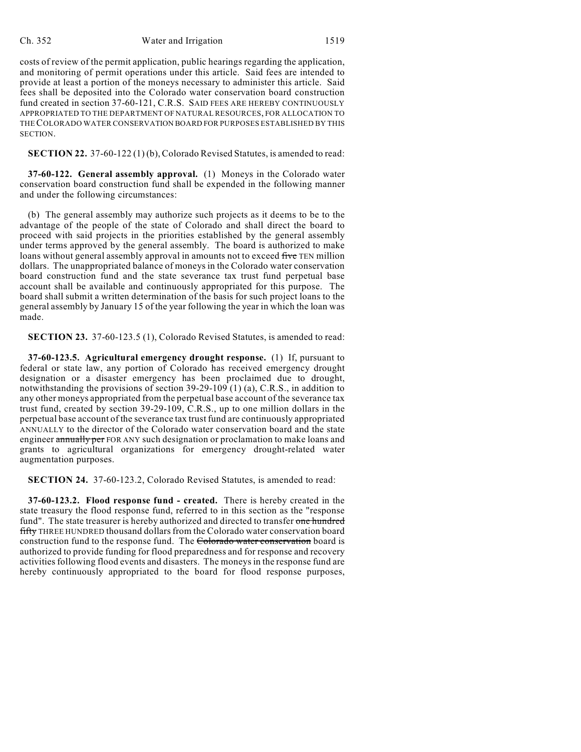costs of review of the permit application, public hearings regarding the application, and monitoring of permit operations under this article. Said fees are intended to provide at least a portion of the moneys necessary to administer this article. Said fees shall be deposited into the Colorado water conservation board construction fund created in section 37-60-121, C.R.S. SAID FEES ARE HEREBY CONTINUOUSLY APPROPRIATED TO THE DEPARTMENT OF NATURAL RESOURCES, FOR ALLOCATION TO THE COLORADO WATER CONSERVATION BOARD FOR PURPOSES ESTABLISHED BY THIS SECTION.

**SECTION 22.** 37-60-122 (1) (b), Colorado Revised Statutes, is amended to read:

**37-60-122. General assembly approval.** (1) Moneys in the Colorado water conservation board construction fund shall be expended in the following manner and under the following circumstances:

(b) The general assembly may authorize such projects as it deems to be to the advantage of the people of the state of Colorado and shall direct the board to proceed with said projects in the priorities established by the general assembly under terms approved by the general assembly. The board is authorized to make loans without general assembly approval in amounts not to exceed ~~five~~ TEN million dollars. The unappropriated balance of moneys in the Colorado water conservation board construction fund and the state severance tax trust fund perpetual base account shall be available and continuously appropriated for this purpose. The board shall submit a written determination of the basis for such project loans to the general assembly by January 15 of the year following the year in which the loan was made.

**SECTION 23.** 37-60-123.5 (1), Colorado Revised Statutes, is amended to read:

**37-60-123.5. Agricultural emergency drought response.** (1) If, pursuant to federal or state law, any portion of Colorado has received emergency drought designation or a disaster emergency has been proclaimed due to drought, notwithstanding the provisions of section 39-29-109 (1) (a), C.R.S., in addition to any other moneys appropriated from the perpetual base account of the severance tax trust fund, created by section 39-29-109, C.R.S., up to one million dollars in the perpetual base account of the severance tax trust fund are continuously appropriated ANNUALLY to the director of the Colorado water conservation board and the state engineer ~~annually per~~ FOR ANY such designation or proclamation to make loans and grants to agricultural organizations for emergency drought-related water augmentation purposes.

**SECTION 24.** 37-60-123.2, Colorado Revised Statutes, is amended to read:

**37-60-123.2. Flood response fund - created.** There is hereby created in the state treasury the flood response fund, referred to in this section as the "response fund". The state treasurer is hereby authorized and directed to transfer ~~one hundred fifty~~ THREE HUNDRED thousand dollars from the Colorado water conservation board construction fund to the response fund. The ~~Colorado water conservation~~ board is authorized to provide funding for flood preparedness and for response and recovery activities following flood events and disasters. The moneys in the response fund are hereby continuously appropriated to the board for flood response purposes,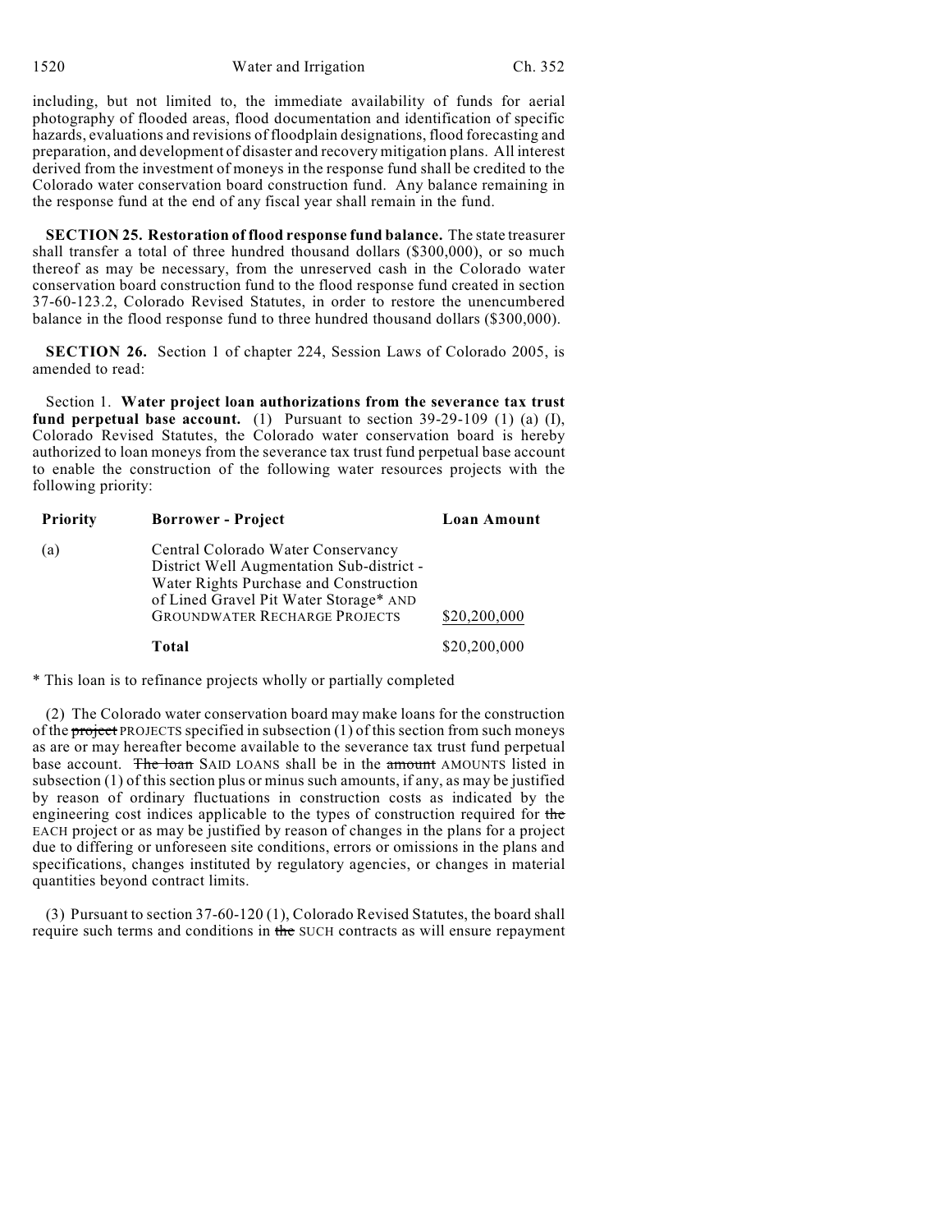including, but not limited to, the immediate availability of funds for aerial photography of flooded areas, flood documentation and identification of specific hazards, evaluations and revisions of floodplain designations, flood forecasting and preparation, and development of disaster and recovery mitigation plans. All interest derived from the investment of moneys in the response fund shall be credited to the Colorado water conservation board construction fund. Any balance remaining in the response fund at the end of any fiscal year shall remain in the fund.

**SECTION 25. Restoration of flood response fund balance.** The state treasurer shall transfer a total of three hundred thousand dollars ($300,000), or so much thereof as may be necessary, from the unreserved cash in the Colorado water conservation board construction fund to the flood response fund created in section 37-60-123.2, Colorado Revised Statutes, in order to restore the unencumbered balance in the flood response fund to three hundred thousand dollars ($300,000).

**SECTION 26.** Section 1 of chapter 224, Session Laws of Colorado 2005, is amended to read:

Section 1. **Water project loan authorizations from the severance tax trust fund perpetual base account.** (1) Pursuant to section 39-29-109 (1) (a) (I), Colorado Revised Statutes, the Colorado water conservation board is hereby authorized to loan moneys from the severance tax trust fund perpetual base account to enable the construction of the following water resources projects with the following priority:

| Priority | Borrower - Project | Loan Amount |
|---|---|---|
| (a) | Central Colorado Water Conservancy District Well Augmentation Sub-district - Water Rights Purchase and Construction of Lined Gravel Pit Water Storage* AND GROUNDWATER RECHARGE PROJECTS | $20,200,000 |
| | **Total** | $20,200,000 |

\* This loan is to refinance projects wholly or partially completed

(2) The Colorado water conservation board may make loans for the construction of the ~~project~~ PROJECTS specified in subsection (1) of this section from such moneys as are or may hereafter become available to the severance tax trust fund perpetual base account. ~~The loan~~ SAID LOANS shall be in the ~~amount~~ AMOUNTS listed in subsection (1) of this section plus or minus such amounts, if any, as may be justified by reason of ordinary fluctuations in construction costs as indicated by the engineering cost indices applicable to the types of construction required for ~~the~~ EACH project or as may be justified by reason of changes in the plans for a project due to differing or unforeseen site conditions, errors or omissions in the plans and specifications, changes instituted by regulatory agencies, or changes in material quantities beyond contract limits.

(3) Pursuant to section 37-60-120 (1), Colorado Revised Statutes, the board shall require such terms and conditions in ~~the~~ SUCH contracts as will ensure repayment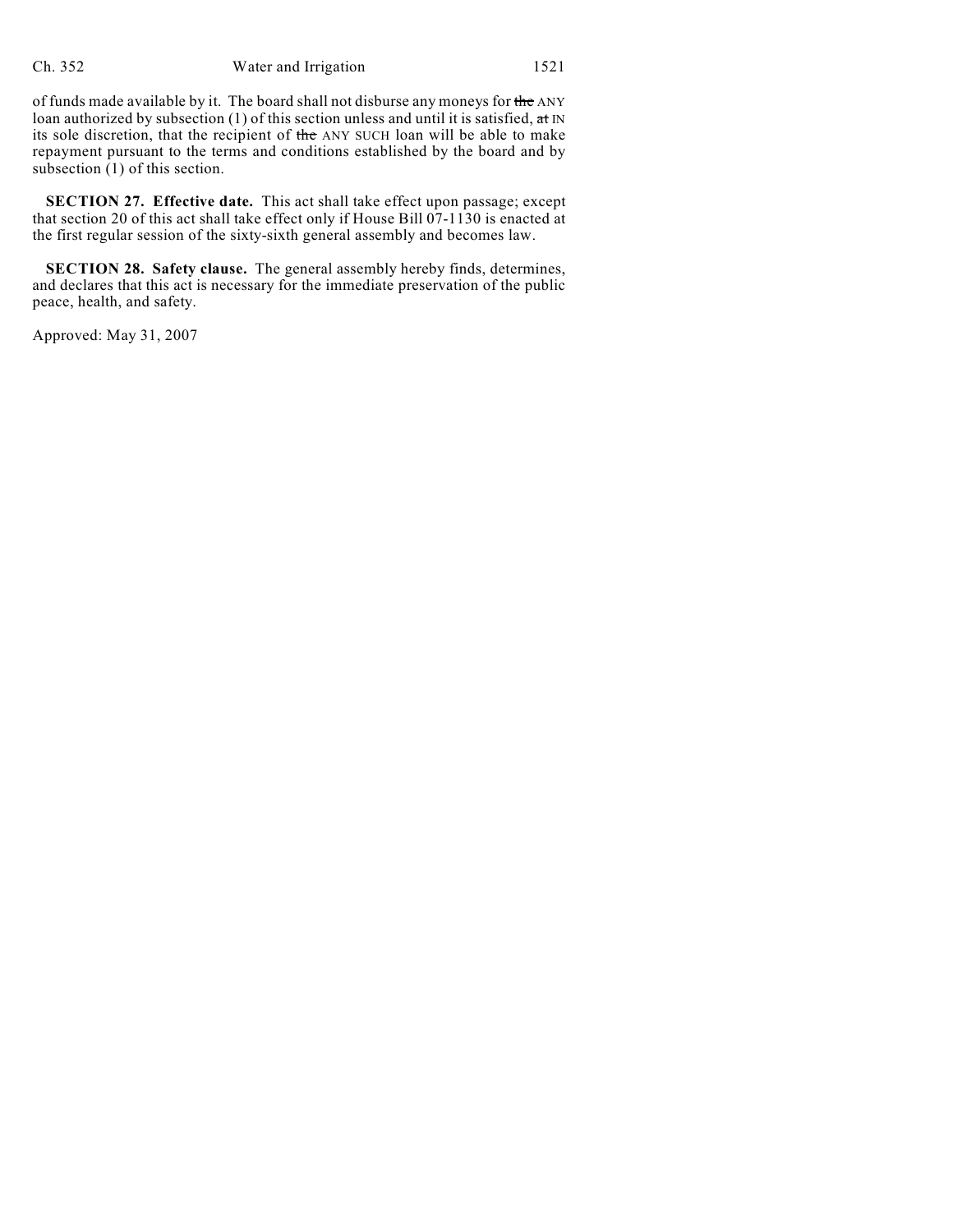of funds made available by it. The board shall not disburse any moneys for ~~the~~ ANY loan authorized by subsection (1) of this section unless and until it is satisfied, ~~at~~ IN its sole discretion, that the recipient of ~~the~~ ANY SUCH loan will be able to make repayment pursuant to the terms and conditions established by the board and by subsection (1) of this section.

**SECTION 27. Effective date.** This act shall take effect upon passage; except that section 20 of this act shall take effect only if House Bill 07-1130 is enacted at the first regular session of the sixty-sixth general assembly and becomes law.

**SECTION 28. Safety clause.** The general assembly hereby finds, determines, and declares that this act is necessary for the immediate preservation of the public peace, health, and safety.

Approved: May 31, 2007